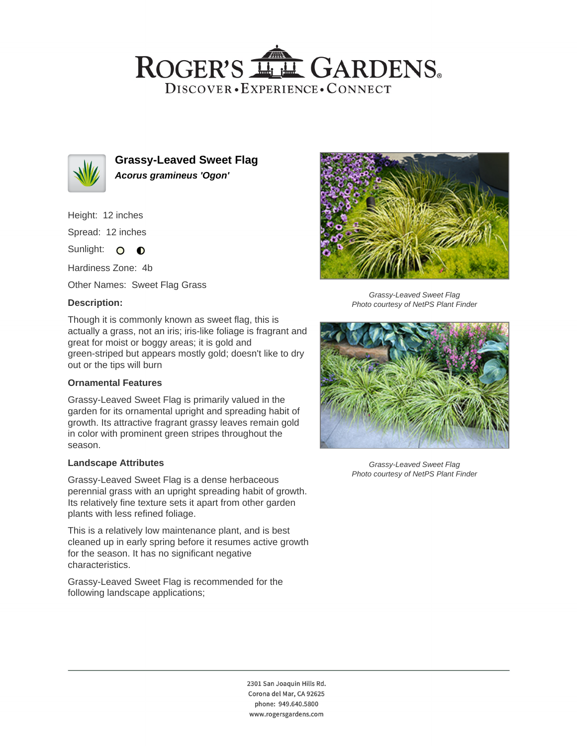# Grassy-Leaved Sweet Flag

***Acorus gramineus 'Ogon'***

Height: 12 inches

Spread: 12 inches

Sunlight: ○ ◐

Hardiness Zone: 4b

Other Names: Sweet Flag Grass

### Description:

Though it is commonly known as sweet flag, this is actually a grass, not an iris; iris-like foliage is fragrant and great for moist or boggy areas; it is gold and green-striped but appears mostly gold; doesn't like to dry out or the tips will burn

### Ornamental Features

Grassy-Leaved Sweet Flag is primarily valued in the garden for its ornamental upright and spreading habit of growth. Its attractive fragrant grassy leaves remain gold in color with prominent green stripes throughout the season.

### Landscape Attributes

Grassy-Leaved Sweet Flag is a dense herbaceous perennial grass with an upright spreading habit of growth. Its relatively fine texture sets it apart from other garden plants with less refined foliage.

This is a relatively low maintenance plant, and is best cleaned up in early spring before it resumes active growth for the season. It has no significant negative characteristics.

Grassy-Leaved Sweet Flag is recommended for the following landscape applications;

*Grassy-Leaved Sweet Flag*
*Photo courtesy of NetPS Plant Finder*

*Grassy-Leaved Sweet Flag*
*Photo courtesy of NetPS Plant Finder*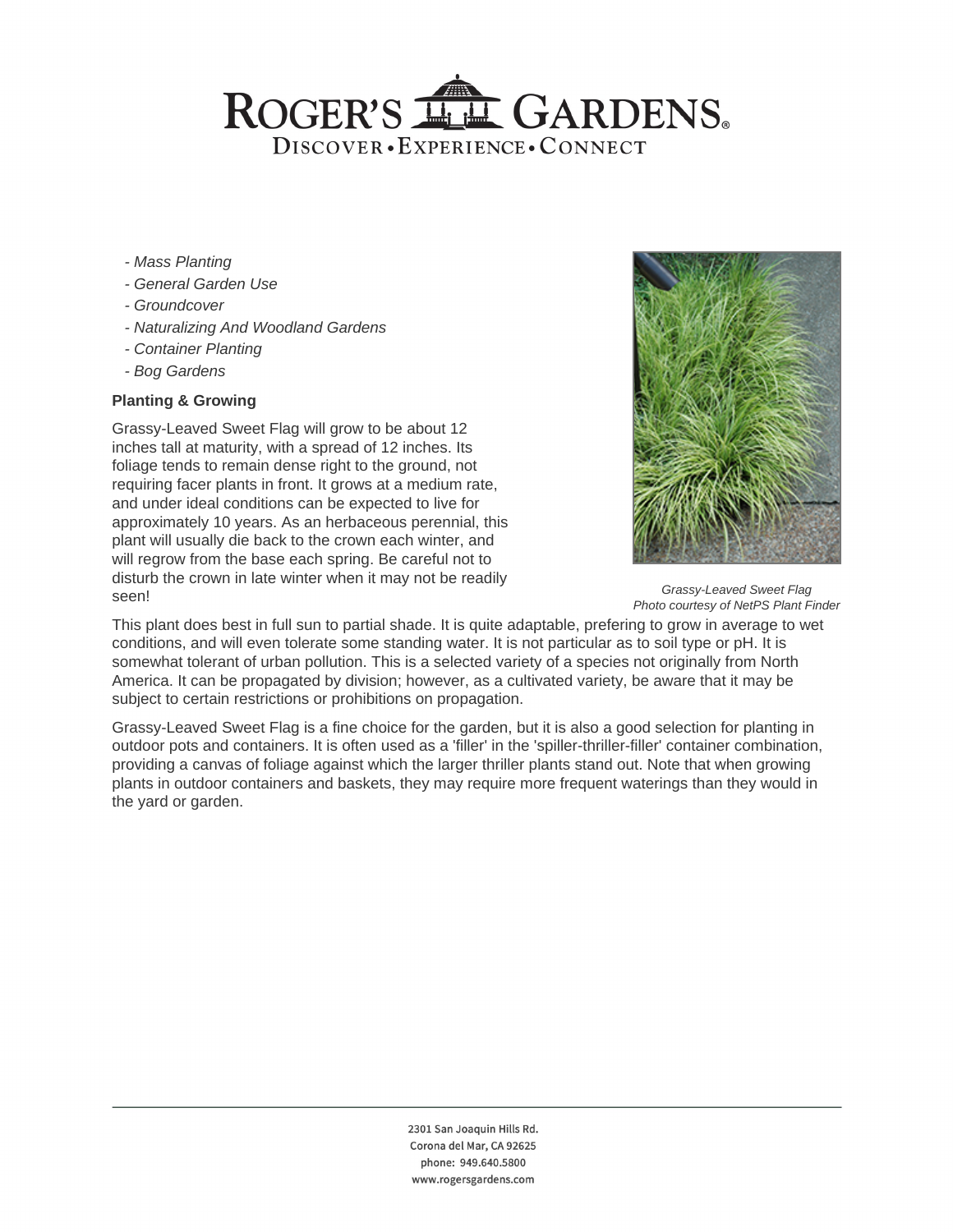- *Mass Planting*
- *General Garden Use*
- *Groundcover*
- *Naturalizing And Woodland Gardens*
- *Container Planting*
- *Bog Gardens*

**Planting & Growing**

Grassy-Leaved Sweet Flag will grow to be about 12 inches tall at maturity, with a spread of 12 inches. Its foliage tends to remain dense right to the ground, not requiring facer plants in front. It grows at a medium rate, and under ideal conditions can be expected to live for approximately 10 years. As an herbaceous perennial, this plant will usually die back to the crown each winter, and will regrow from the base each spring. Be careful not to disturb the crown in late winter when it may not be readily seen!

*Grassy-Leaved Sweet Flag*
*Photo courtesy of NetPS Plant Finder*

This plant does best in full sun to partial shade. It is quite adaptable, prefering to grow in average to wet conditions, and will even tolerate some standing water. It is not particular as to soil type or pH. It is somewhat tolerant of urban pollution. This is a selected variety of a species not originally from North America. It can be propagated by division; however, as a cultivated variety, be aware that it may be subject to certain restrictions or prohibitions on propagation.

Grassy-Leaved Sweet Flag is a fine choice for the garden, but it is also a good selection for planting in outdoor pots and containers. It is often used as a 'filler' in the 'spiller-thriller-filler' container combination, providing a canvas of foliage against which the larger thriller plants stand out. Note that when growing plants in outdoor containers and baskets, they may require more frequent waterings than they would in the yard or garden.